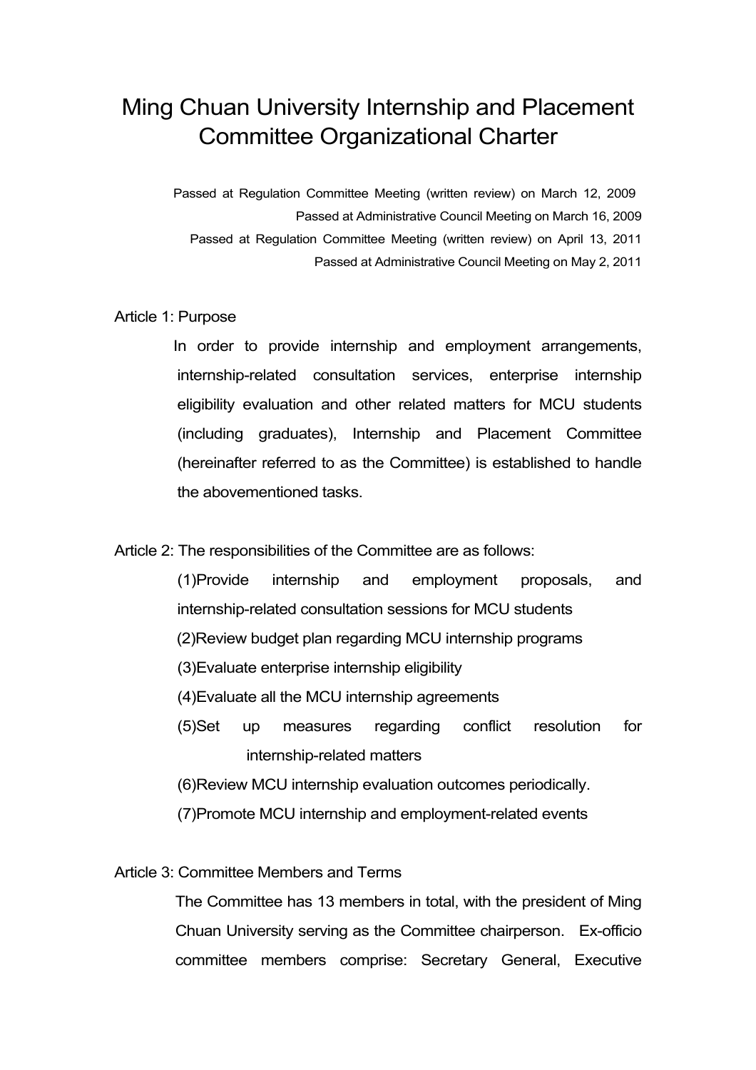# Ming Chuan University Internship and Placement Committee Organizational Charter

Passed at Regulation Committee Meeting (written review) on March 12, 2009
Passed at Administrative Council Meeting on March 16, 2009
Passed at Regulation Committee Meeting (written review) on April 13, 2011
Passed at Administrative Council Meeting on May 2, 2011

Article 1: Purpose

In order to provide internship and employment arrangements, internship-related consultation services, enterprise internship eligibility evaluation and other related matters for MCU students (including graduates), Internship and Placement Committee (hereinafter referred to as the Committee) is established to handle the abovementioned tasks.

Article 2: The responsibilities of the Committee are as follows:

(1)Provide internship and employment proposals, and internship-related consultation sessions for MCU students
(2)Review budget plan regarding MCU internship programs
(3)Evaluate enterprise internship eligibility
(4)Evaluate all the MCU internship agreements
(5)Set up measures regarding conflict resolution for internship-related matters
(6)Review MCU internship evaluation outcomes periodically.
(7)Promote MCU internship and employment-related events

Article 3: Committee Members and Terms

The Committee has 13 members in total, with the president of Ming Chuan University serving as the Committee chairperson. Ex-officio committee members comprise: Secretary General, Executive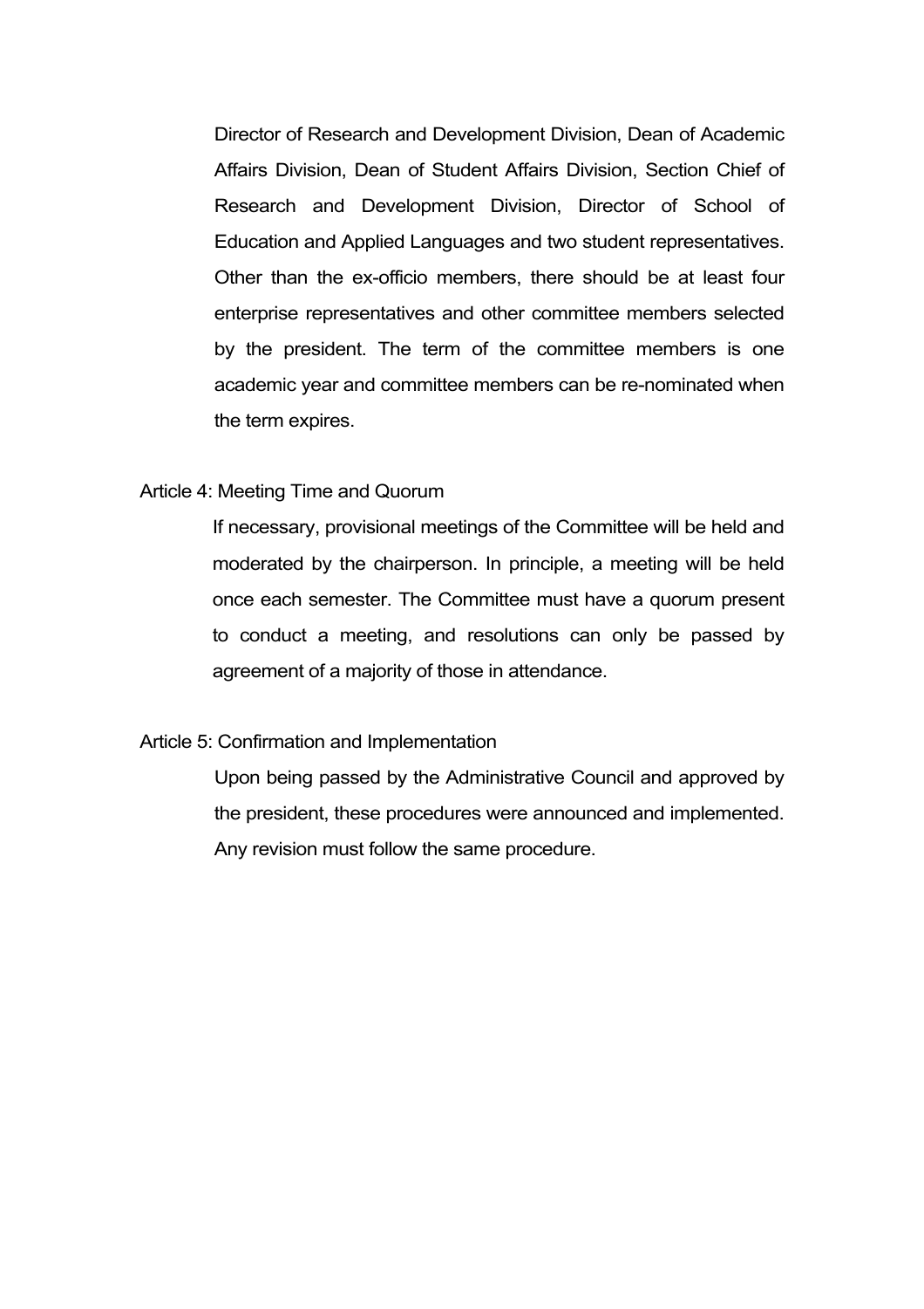Director of Research and Development Division, Dean of Academic Affairs Division, Dean of Student Affairs Division, Section Chief of Research and Development Division, Director of School of Education and Applied Languages and two student representatives. Other than the ex-officio members, there should be at least four enterprise representatives and other committee members selected by the president. The term of the committee members is one academic year and committee members can be re-nominated when the term expires.

Article 4: Meeting Time and Quorum

If necessary, provisional meetings of the Committee will be held and moderated by the chairperson. In principle, a meeting will be held once each semester. The Committee must have a quorum present to conduct a meeting, and resolutions can only be passed by agreement of a majority of those in attendance.

Article 5: Confirmation and Implementation

Upon being passed by the Administrative Council and approved by the president, these procedures were announced and implemented. Any revision must follow the same procedure.